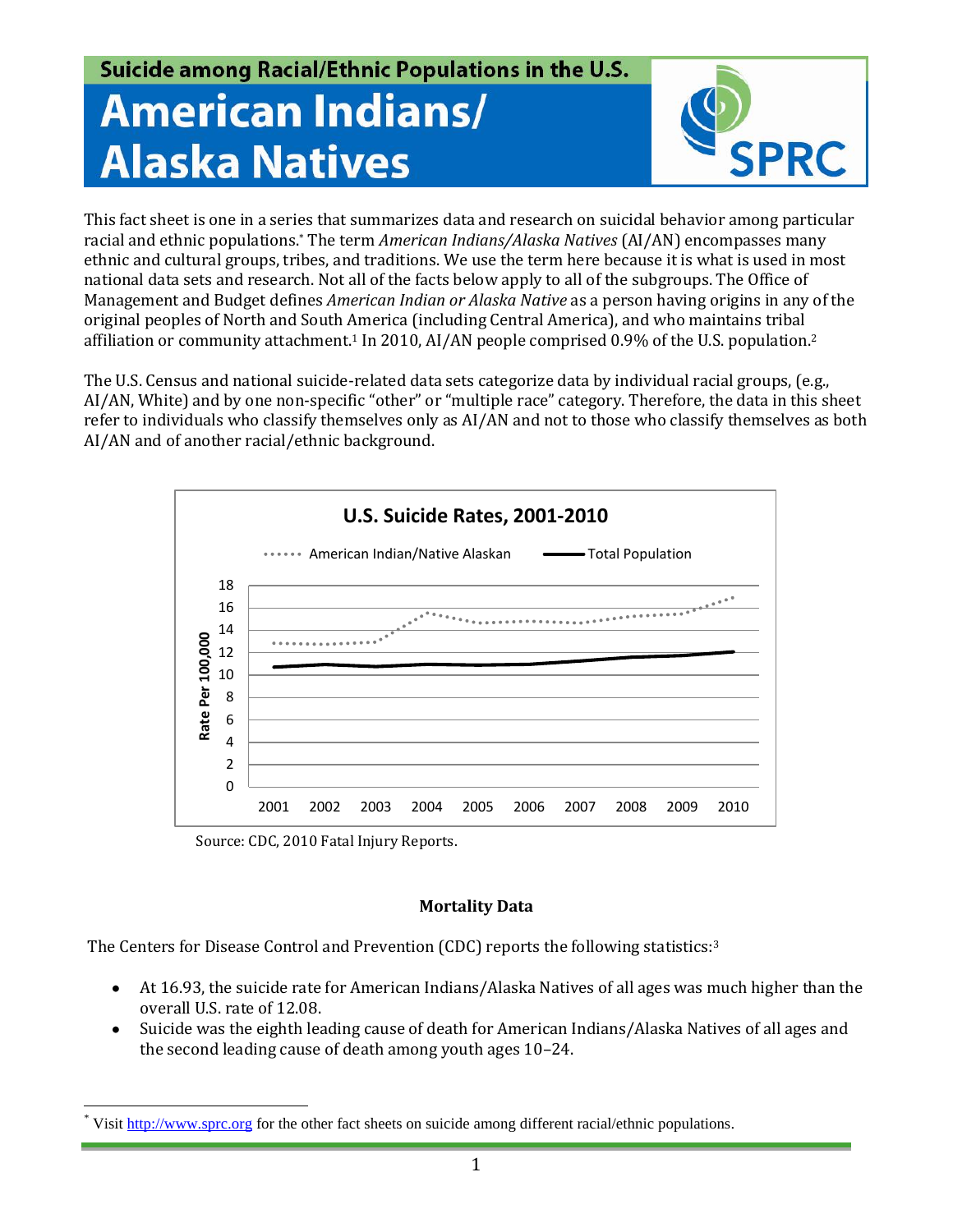Suicide among Racial/Ethnic Populations in the U.S.

# American Indians/ Alaska Natives

SPRC

This fact sheet is one in a series that summarizes data and research on suicidal behavior among particular racial and ethnic populations.* The term *American Indians/Alaska Natives* (AI/AN) encompasses many ethnic and cultural groups, tribes, and traditions. We use the term here because it is what is used in most national data sets and research. Not all of the facts below apply to all of the subgroups. The Office of Management and Budget defines *American Indian or Alaska Native* as a person having origins in any of the original peoples of North and South America (including Central America), and who maintains tribal affiliation or community attachment.[1] In 2010, AI/AN people comprised 0.9% of the U.S. population.[2]

The U.S. Census and national suicide-related data sets categorize data by individual racial groups, (e.g., AI/AN, White) and by one non-specific "other" or "multiple race" category. Therefore, the data in this sheet refer to individuals who classify themselves only as AI/AN and not to those who classify themselves as both AI/AN and of another racial/ethnic background.

**U.S. Suicide Rates, 2001-2010**

Legend: American Indian/Native Alaskan (dotted line); Total Population (solid line)

Y-axis: Rate Per 100,000 (0–18); X-axis: 2001–2010

Source: CDC, 2010 Fatal Injury Reports.

## Mortality Data

The Centers for Disease Control and Prevention (CDC) reports the following statistics:[3]

- At 16.93, the suicide rate for American Indians/Alaska Natives of all ages was much higher than the overall U.S. rate of 12.08.
- Suicide was the eighth leading cause of death for American Indians/Alaska Natives of all ages and the second leading cause of death among youth ages 10–24.

* Visit http://www.sprc.org for the other fact sheets on suicide among different racial/ethnic populations.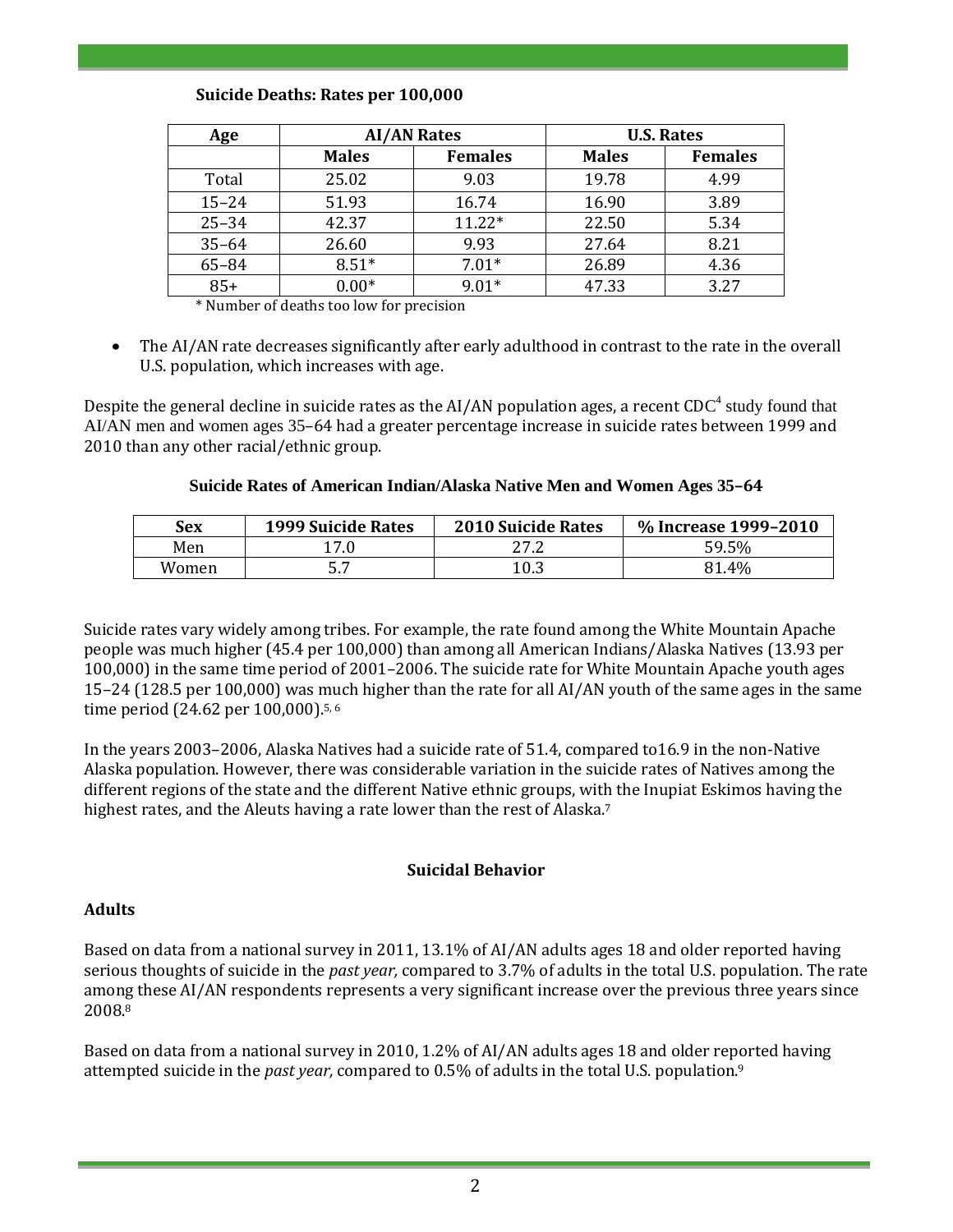**Suicide Deaths: Rates per 100,000**

| Age | AI/AN Rates | | U.S. Rates | |
|---|---|---|---|---|
| | Males | Females | Males | Females |
| Total | 25.02 | 9.03 | 19.78 | 4.99 |
| 15–24 | 51.93 | 16.74 | 16.90 | 3.89 |
| 25–34 | 42.37 | 11.22* | 22.50 | 5.34 |
| 35–64 | 26.60 | 9.93 | 27.64 | 8.21 |
| 65–84 | 8.51* | 7.01* | 26.89 | 4.36 |
| 85+ | 0.00* | 9.01* | 47.33 | 3.27 |

\* Number of deaths too low for precision

- The AI/AN rate decreases significantly after early adulthood in contrast to the rate in the overall U.S. population, which increases with age.

Despite the general decline in suicide rates as the AI/AN population ages, a recent CDC[4] study found that AI/AN men and women ages 35–64 had a greater percentage increase in suicide rates between 1999 and 2010 than any other racial/ethnic group.

**Suicide Rates of American Indian/Alaska Native Men and Women Ages 35–64**

| Sex | 1999 Suicide Rates | 2010 Suicide Rates | % Increase 1999–2010 |
|---|---|---|---|
| Men | 17.0 | 27.2 | 59.5% |
| Women | 5.7 | 10.3 | 81.4% |

Suicide rates vary widely among tribes. For example, the rate found among the White Mountain Apache people was much higher (45.4 per 100,000) than among all American Indians/Alaska Natives (13.93 per 100,000) in the same time period of 2001–2006. The suicide rate for White Mountain Apache youth ages 15–24 (128.5 per 100,000) was much higher than the rate for all AI/AN youth of the same ages in the same time period (24.62 per 100,000).[5, 6]

In the years 2003–2006, Alaska Natives had a suicide rate of 51.4, compared to16.9 in the non-Native Alaska population. However, there was considerable variation in the suicide rates of Natives among the different regions of the state and the different Native ethnic groups, with the Inupiat Eskimos having the highest rates, and the Aleuts having a rate lower than the rest of Alaska.[7]

## Suicidal Behavior

### Adults

Based on data from a national survey in 2011, 13.1% of AI/AN adults ages 18 and older reported having serious thoughts of suicide in the *past year,* compared to 3.7% of adults in the total U.S. population. The rate among these AI/AN respondents represents a very significant increase over the previous three years since 2008.[8]

Based on data from a national survey in 2010, 1.2% of AI/AN adults ages 18 and older reported having attempted suicide in the *past year,* compared to 0.5% of adults in the total U.S. population.[9]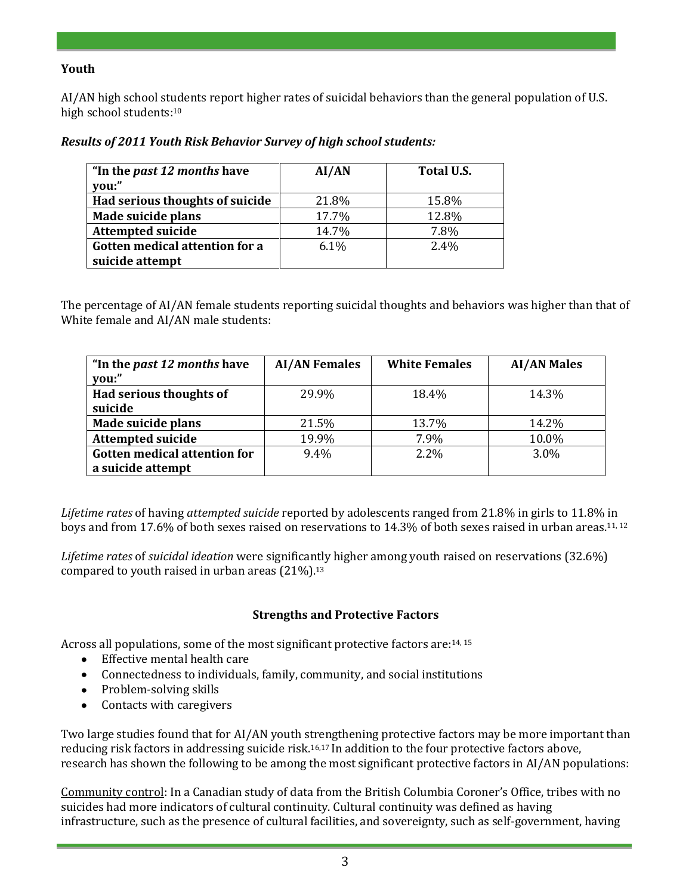**Youth**

AI/AN high school students report higher rates of suicidal behaviors than the general population of U.S. high school students:[10]

***Results of 2011 Youth Risk Behavior Survey of high school students:***

| "In the *past 12 months* have you:" | AI/AN | Total U.S. |
|---|---|---|
| **Had serious thoughts of suicide** | 21.8% | 15.8% |
| **Made suicide plans** | 17.7% | 12.8% |
| **Attempted suicide** | 14.7% | 7.8% |
| **Gotten medical attention for a suicide attempt** | 6.1% | 2.4% |

The percentage of AI/AN female students reporting suicidal thoughts and behaviors was higher than that of White female and AI/AN male students:

| "In the *past 12 months* have you:" | AI/AN Females | White Females | AI/AN Males |
|---|---|---|---|
| **Had serious thoughts of suicide** | 29.9% | 18.4% | 14.3% |
| **Made suicide plans** | 21.5% | 13.7% | 14.2% |
| **Attempted suicide** | 19.9% | 7.9% | 10.0% |
| **Gotten medical attention for a suicide attempt** | 9.4% | 2.2% | 3.0% |

*Lifetime rates* of having *attempted suicide* reported by adolescents ranged from 21.8% in girls to 11.8% in boys and from 17.6% of both sexes raised on reservations to 14.3% of both sexes raised in urban areas.[11, 12]

*Lifetime rates* of *suicidal ideation* were significantly higher among youth raised on reservations (32.6%) compared to youth raised in urban areas (21%).[13]

## Strengths and Protective Factors

Across all populations, some of the most significant protective factors are:[14, 15]

- Effective mental health care
- Connectedness to individuals, family, community, and social institutions
- Problem-solving skills
- Contacts with caregivers

Two large studies found that for AI/AN youth strengthening protective factors may be more important than reducing risk factors in addressing suicide risk.[16,17] In addition to the four protective factors above, research has shown the following to be among the most significant protective factors in AI/AN populations:

Community control: In a Canadian study of data from the British Columbia Coroner's Office, tribes with no suicides had more indicators of cultural continuity. Cultural continuity was defined as having infrastructure, such as the presence of cultural facilities, and sovereignty, such as self-government, having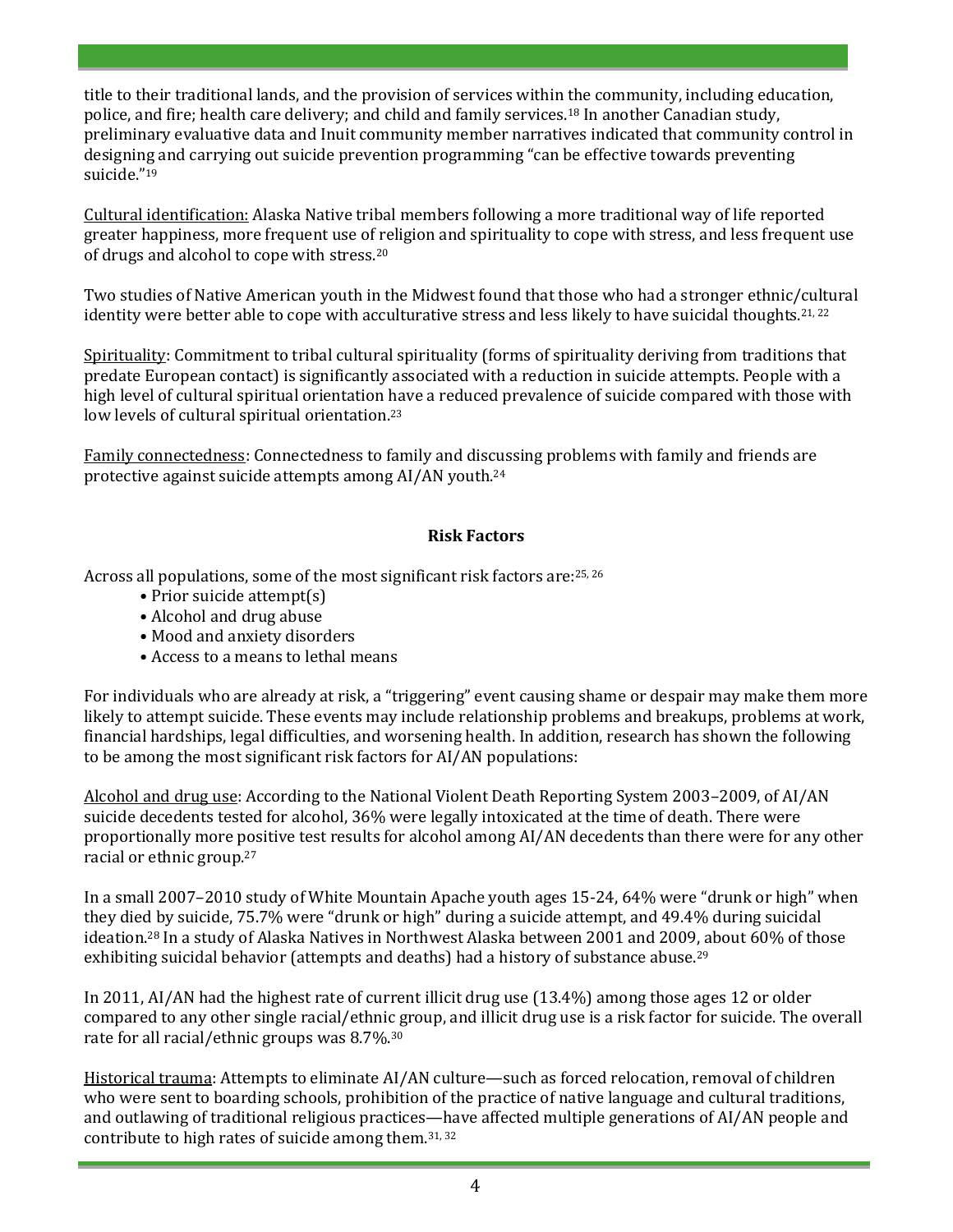title to their traditional lands, and the provision of services within the community, including education, police, and fire; health care delivery; and child and family services.[18] In another Canadian study, preliminary evaluative data and Inuit community member narratives indicated that community control in designing and carrying out suicide prevention programming "can be effective towards preventing suicide."[19]

<u>Cultural identification:</u> Alaska Native tribal members following a more traditional way of life reported greater happiness, more frequent use of religion and spirituality to cope with stress, and less frequent use of drugs and alcohol to cope with stress.[20]

Two studies of Native American youth in the Midwest found that those who had a stronger ethnic/cultural identity were better able to cope with acculturative stress and less likely to have suicidal thoughts.[21, 22]

<u>Spirituality</u>: Commitment to tribal cultural spirituality (forms of spirituality deriving from traditions that predate European contact) is significantly associated with a reduction in suicide attempts. People with a high level of cultural spiritual orientation have a reduced prevalence of suicide compared with those with low levels of cultural spiritual orientation.[23]

<u>Family connectedness</u>: Connectedness to family and discussing problems with family and friends are protective against suicide attempts among AI/AN youth.[24]

## Risk Factors

Across all populations, some of the most significant risk factors are:[25, 26]

- Prior suicide attempt(s)
- Alcohol and drug abuse
- Mood and anxiety disorders
- Access to a means to lethal means

For individuals who are already at risk, a "triggering" event causing shame or despair may make them more likely to attempt suicide. These events may include relationship problems and breakups, problems at work, financial hardships, legal difficulties, and worsening health. In addition, research has shown the following to be among the most significant risk factors for AI/AN populations:

<u>Alcohol and drug use</u>: According to the National Violent Death Reporting System 2003–2009, of AI/AN suicide decedents tested for alcohol, 36% were legally intoxicated at the time of death. There were proportionally more positive test results for alcohol among AI/AN decedents than there were for any other racial or ethnic group.[27]

In a small 2007–2010 study of White Mountain Apache youth ages 15-24, 64% were "drunk or high" when they died by suicide, 75.7% were "drunk or high" during a suicide attempt, and 49.4% during suicidal ideation.[28] In a study of Alaska Natives in Northwest Alaska between 2001 and 2009, about 60% of those exhibiting suicidal behavior (attempts and deaths) had a history of substance abuse.[29]

In 2011, AI/AN had the highest rate of current illicit drug use (13.4%) among those ages 12 or older compared to any other single racial/ethnic group, and illicit drug use is a risk factor for suicide. The overall rate for all racial/ethnic groups was 8.7%.[30]

<u>Historical trauma</u>: Attempts to eliminate AI/AN culture—such as forced relocation, removal of children who were sent to boarding schools, prohibition of the practice of native language and cultural traditions, and outlawing of traditional religious practices—have affected multiple generations of AI/AN people and contribute to high rates of suicide among them.[31, 32]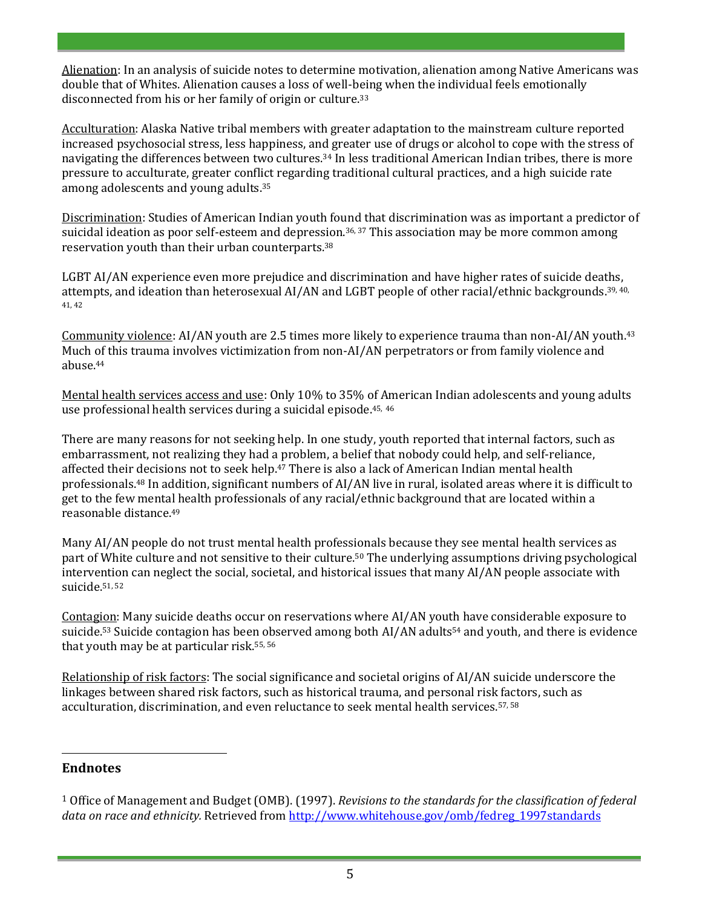Alienation: In an analysis of suicide notes to determine motivation, alienation among Native Americans was double that of Whites. Alienation causes a loss of well-being when the individual feels emotionally disconnected from his or her family of origin or culture.[33]

Acculturation: Alaska Native tribal members with greater adaptation to the mainstream culture reported increased psychosocial stress, less happiness, and greater use of drugs or alcohol to cope with the stress of navigating the differences between two cultures.[34] In less traditional American Indian tribes, there is more pressure to acculturate, greater conflict regarding traditional cultural practices, and a high suicide rate among adolescents and young adults.[35]

Discrimination: Studies of American Indian youth found that discrimination was as important a predictor of suicidal ideation as poor self-esteem and depression.[36, 37] This association may be more common among reservation youth than their urban counterparts.[38]

LGBT AI/AN experience even more prejudice and discrimination and have higher rates of suicide deaths, attempts, and ideation than heterosexual AI/AN and LGBT people of other racial/ethnic backgrounds.[39, 40, 41, 42]

Community violence: AI/AN youth are 2.5 times more likely to experience trauma than non-AI/AN youth.[43] Much of this trauma involves victimization from non-AI/AN perpetrators or from family violence and abuse.[44]

Mental health services access and use: Only 10% to 35% of American Indian adolescents and young adults use professional health services during a suicidal episode.[45, 46]

There are many reasons for not seeking help. In one study, youth reported that internal factors, such as embarrassment, not realizing they had a problem, a belief that nobody could help, and self-reliance, affected their decisions not to seek help.[47] There is also a lack of American Indian mental health professionals.[48] In addition, significant numbers of AI/AN live in rural, isolated areas where it is difficult to get to the few mental health professionals of any racial/ethnic background that are located within a reasonable distance.[49]

Many AI/AN people do not trust mental health professionals because they see mental health services as part of White culture and not sensitive to their culture.[50] The underlying assumptions driving psychological intervention can neglect the social, societal, and historical issues that many AI/AN people associate with suicide.[51, 52]

Contagion: Many suicide deaths occur on reservations where AI/AN youth have considerable exposure to suicide.[53] Suicide contagion has been observed among both AI/AN adults[54] and youth, and there is evidence that youth may be at particular risk.[55, 56]

Relationship of risk factors: The social significance and societal origins of AI/AN suicide underscore the linkages between shared risk factors, such as historical trauma, and personal risk factors, such as acculturation, discrimination, and even reluctance to seek mental health services.[57, 58]

## Endnotes

[1] Office of Management and Budget (OMB). (1997). *Revisions to the standards for the classification of federal data on race and ethnicity.* Retrieved from http://www.whitehouse.gov/omb/fedreg_1997standards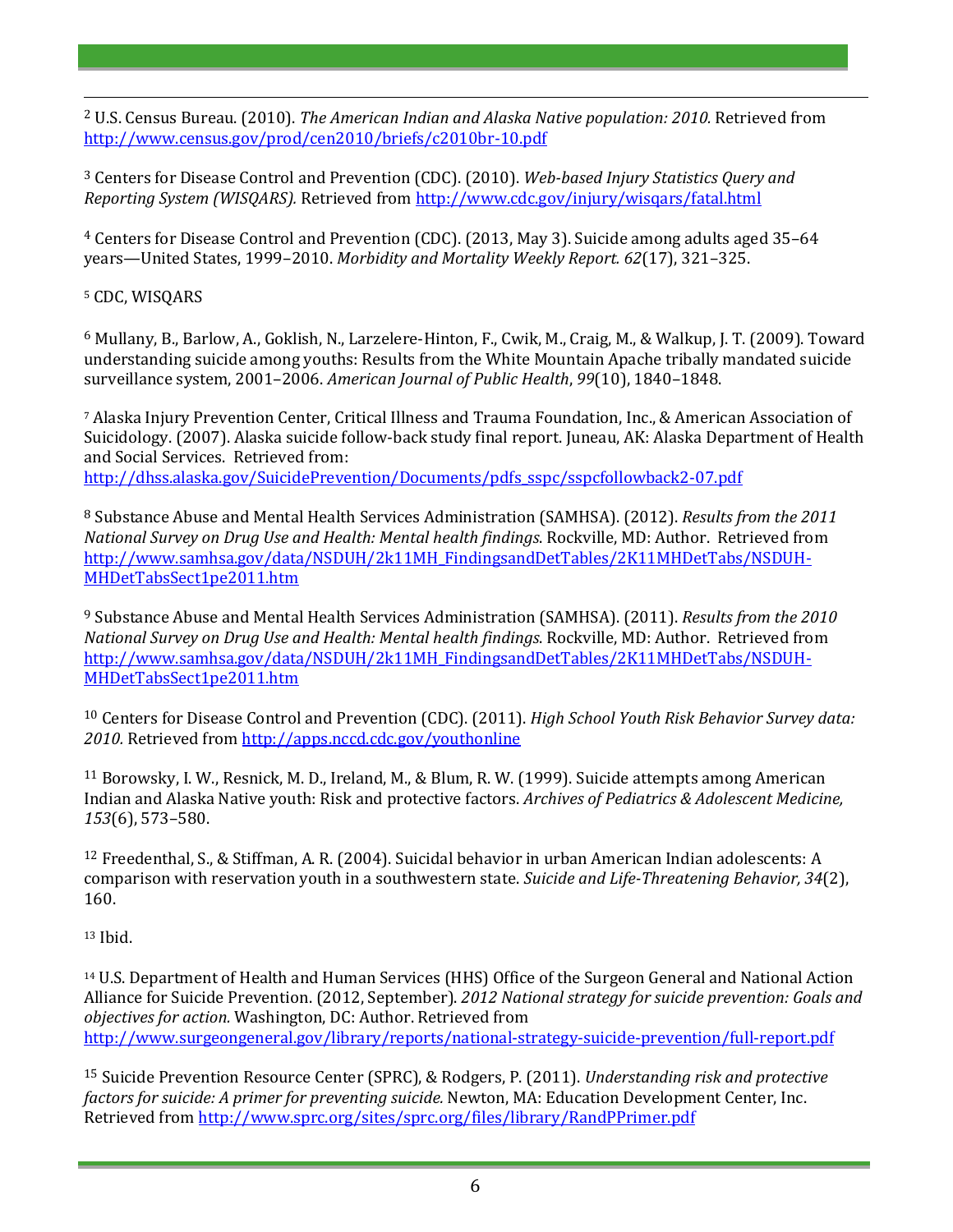[2] U.S. Census Bureau. (2010). *The American Indian and Alaska Native population: 2010.* Retrieved from http://www.census.gov/prod/cen2010/briefs/c2010br-10.pdf

[3] Centers for Disease Control and Prevention (CDC). (2010). *Web-based Injury Statistics Query and Reporting System (WISQARS).* Retrieved from http://www.cdc.gov/injury/wisqars/fatal.html

[4] Centers for Disease Control and Prevention (CDC). (2013, May 3). Suicide among adults aged 35–64 years—United States, 1999–2010. *Morbidity and Mortality Weekly Report. 62*(17), 321–325.

[5] CDC, WISQARS

[6] Mullany, B., Barlow, A., Goklish, N., Larzelere-Hinton, F., Cwik, M., Craig, M., & Walkup, J. T. (2009). Toward understanding suicide among youths: Results from the White Mountain Apache tribally mandated suicide surveillance system, 2001–2006. *American Journal of Public Health*, *99*(10), 1840–1848.

[7] Alaska Injury Prevention Center, Critical Illness and Trauma Foundation, Inc., & American Association of Suicidology. (2007). Alaska suicide follow-back study final report. Juneau, AK: Alaska Department of Health and Social Services. Retrieved from: http://dhss.alaska.gov/SuicidePrevention/Documents/pdfs_sspc/sspcfollowback2-07.pdf

[8] Substance Abuse and Mental Health Services Administration (SAMHSA). (2012). *Results from the 2011 National Survey on Drug Use and Health: Mental health findings.* Rockville, MD: Author. Retrieved from http://www.samhsa.gov/data/NSDUH/2k11MH_FindingsandDetTables/2K11MHDetTabs/NSDUH-MHDetTabsSect1pe2011.htm

[9] Substance Abuse and Mental Health Services Administration (SAMHSA). (2011). *Results from the 2010 National Survey on Drug Use and Health: Mental health findings.* Rockville, MD: Author. Retrieved from http://www.samhsa.gov/data/NSDUH/2k11MH_FindingsandDetTables/2K11MHDetTabs/NSDUH-MHDetTabsSect1pe2011.htm

[10] Centers for Disease Control and Prevention (CDC). (2011). *High School Youth Risk Behavior Survey data: 2010.* Retrieved from http://apps.nccd.cdc.gov/youthonline

[11] Borowsky, I. W., Resnick, M. D., Ireland, M., & Blum, R. W. (1999). Suicide attempts among American Indian and Alaska Native youth: Risk and protective factors. *Archives of Pediatrics & Adolescent Medicine, 153*(6), 573–580.

[12] Freedenthal, S., & Stiffman, A. R. (2004). Suicidal behavior in urban American Indian adolescents: A comparison with reservation youth in a southwestern state. *Suicide and Life-Threatening Behavior, 34*(2), 160.

[13] Ibid.

[14] U.S. Department of Health and Human Services (HHS) Office of the Surgeon General and National Action Alliance for Suicide Prevention. (2012, September). *2012 National strategy for suicide prevention: Goals and objectives for action.* Washington, DC: Author. Retrieved from http://www.surgeongeneral.gov/library/reports/national-strategy-suicide-prevention/full-report.pdf

[15] Suicide Prevention Resource Center (SPRC), & Rodgers, P. (2011). *Understanding risk and protective factors for suicide: A primer for preventing suicide.* Newton, MA: Education Development Center, Inc. Retrieved from http://www.sprc.org/sites/sprc.org/files/library/RandPPrimer.pdf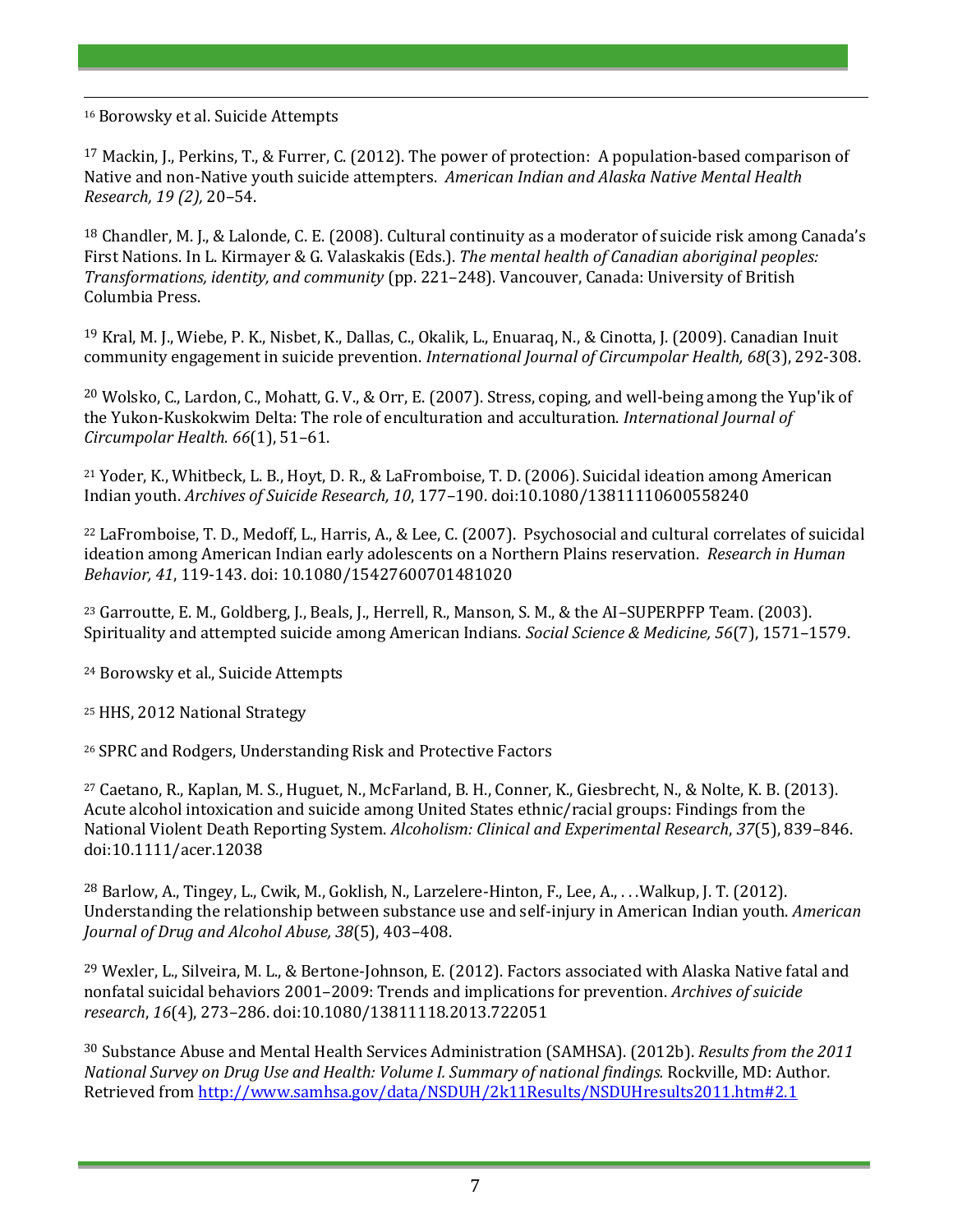[16] Borowsky et al. Suicide Attempts

[17] Mackin, J., Perkins, T., & Furrer, C. (2012). The power of protection: A population-based comparison of Native and non-Native youth suicide attempters. *American Indian and Alaska Native Mental Health Research, 19 (2),* 20–54.

[18] Chandler, M. J., & Lalonde, C. E. (2008). Cultural continuity as a moderator of suicide risk among Canada's First Nations. In L. Kirmayer & G. Valaskakis (Eds.). *The mental health of Canadian aboriginal peoples: Transformations, identity, and community* (pp. 221–248). Vancouver, Canada: University of British Columbia Press.

[19] Kral, M. J., Wiebe, P. K., Nisbet, K., Dallas, C., Okalik, L., Enuaraq, N., & Cinotta, J. (2009). Canadian Inuit community engagement in suicide prevention. *International Journal of Circumpolar Health, 68*(3), 292-308.

[20] Wolsko, C., Lardon, C., Mohatt, G. V., & Orr, E. (2007). Stress, coping, and well-being among the Yup'ik of the Yukon-Kuskokwim Delta: The role of enculturation and acculturation. *International Journal of Circumpolar Health. 66*(1), 51–61.

[21] Yoder, K., Whitbeck, L. B., Hoyt, D. R., & LaFromboise, T. D. (2006). Suicidal ideation among American Indian youth. *Archives of Suicide Research, 10*, 177–190. doi:10.1080/13811110600558240

[22] LaFromboise, T. D., Medoff, L., Harris, A., & Lee, C. (2007). Psychosocial and cultural correlates of suicidal ideation among American Indian early adolescents on a Northern Plains reservation. *Research in Human Behavior, 41*, 119-143. doi: 10.1080/15427600701481020

[23] Garroutte, E. M., Goldberg, J., Beals, J., Herrell, R., Manson, S. M., & the AI–SUPERPFP Team. (2003). Spirituality and attempted suicide among American Indians. *Social Science & Medicine, 56*(7), 1571–1579.

[24] Borowsky et al., Suicide Attempts

[25] HHS, 2012 National Strategy

[26] SPRC and Rodgers, Understanding Risk and Protective Factors

[27] Caetano, R., Kaplan, M. S., Huguet, N., McFarland, B. H., Conner, K., Giesbrecht, N., & Nolte, K. B. (2013). Acute alcohol intoxication and suicide among United States ethnic/racial groups: Findings from the National Violent Death Reporting System. *Alcoholism: Clinical and Experimental Research*, *37*(5), 839–846. doi:10.1111/acer.12038

[28] Barlow, A., Tingey, L., Cwik, M., Goklish, N., Larzelere-Hinton, F., Lee, A., . . .Walkup, J. T. (2012). Understanding the relationship between substance use and self-injury in American Indian youth. *American Journal of Drug and Alcohol Abuse, 38*(5), 403–408.

[29] Wexler, L., Silveira, M. L., & Bertone-Johnson, E. (2012). Factors associated with Alaska Native fatal and nonfatal suicidal behaviors 2001–2009: Trends and implications for prevention. *Archives of suicide research*, *16*(4), 273–286. doi:10.1080/13811118.2013.722051

[30] Substance Abuse and Mental Health Services Administration (SAMHSA). (2012b). *Results from the 2011 National Survey on Drug Use and Health: Volume I. Summary of national findings.* Rockville, MD: Author. Retrieved from http://www.samhsa.gov/data/NSDUH/2k11Results/NSDUHresults2011.htm#2.1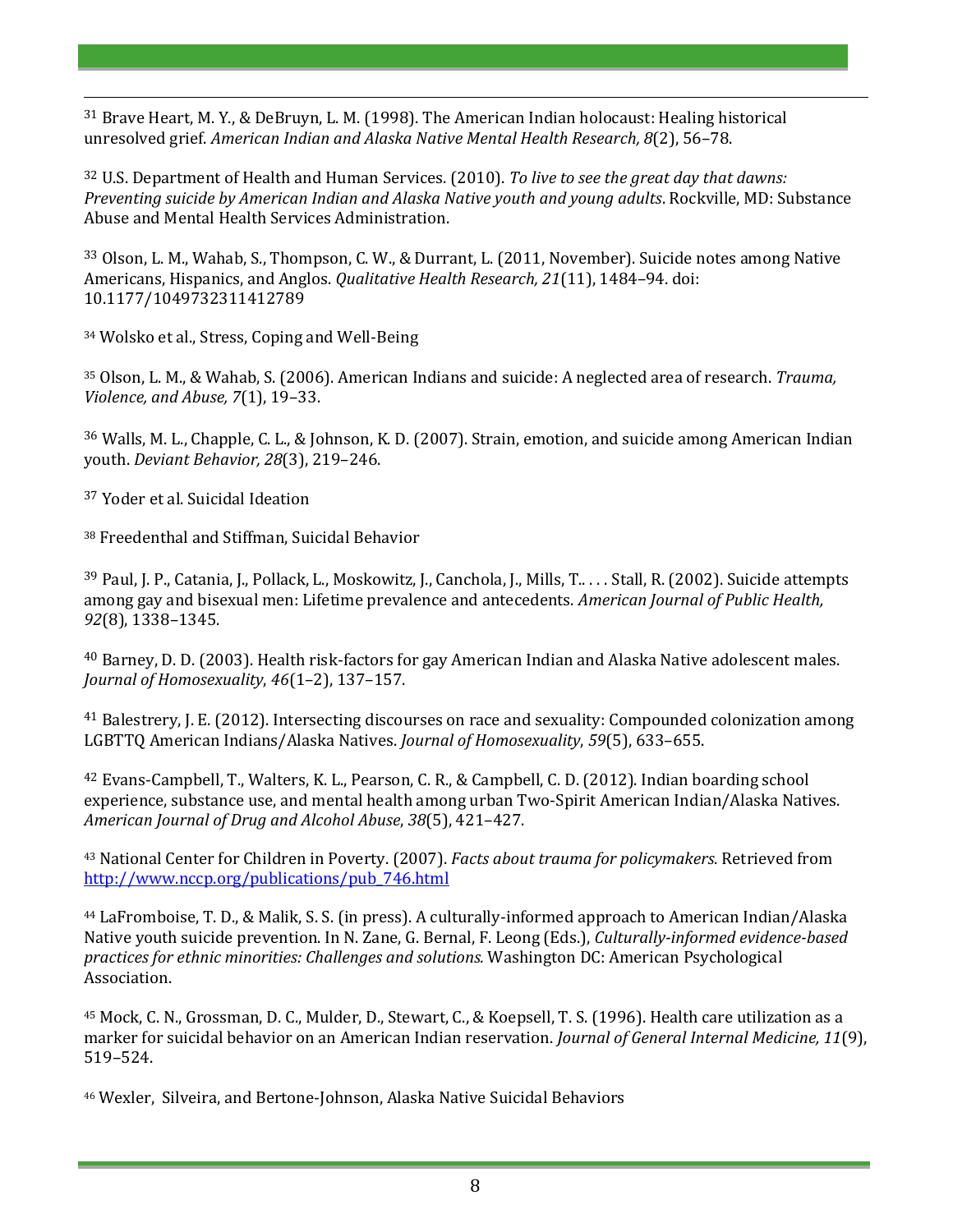[31] Brave Heart, M. Y., & DeBruyn, L. M. (1998). The American Indian holocaust: Healing historical unresolved grief. *American Indian and Alaska Native Mental Health Research, 8*(2), 56–78.

[32] U.S. Department of Health and Human Services. (2010). *To live to see the great day that dawns: Preventing suicide by American Indian and Alaska Native youth and young adults*. Rockville, MD: Substance Abuse and Mental Health Services Administration.

[33] Olson, L. M., Wahab, S., Thompson, C. W., & Durrant, L. (2011, November). Suicide notes among Native Americans, Hispanics, and Anglos. *Qualitative Health Research, 21*(11), 1484–94. doi: 10.1177/1049732311412789

[34] Wolsko et al., Stress, Coping and Well-Being

[35] Olson, L. M., & Wahab, S. (2006). American Indians and suicide: A neglected area of research. *Trauma, Violence, and Abuse, 7*(1), 19–33.

[36] Walls, M. L., Chapple, C. L., & Johnson, K. D. (2007). Strain, emotion, and suicide among American Indian youth. *Deviant Behavior, 28*(3), 219–246.

[37] Yoder et al. Suicidal Ideation

[38] Freedenthal and Stiffman, Suicidal Behavior

[39] Paul, J. P., Catania, J., Pollack, L., Moskowitz, J., Canchola, J., Mills, T.. . . . Stall, R. (2002). Suicide attempts among gay and bisexual men: Lifetime prevalence and antecedents. *American Journal of Public Health, 92*(8), 1338–1345.

[40] Barney, D. D. (2003). Health risk-factors for gay American Indian and Alaska Native adolescent males. *Journal of Homosexuality*, *46*(1–2), 137–157.

[41] Balestrery, J. E. (2012). Intersecting discourses on race and sexuality: Compounded colonization among LGBTTQ American Indians/Alaska Natives. *Journal of Homosexuality*, *59*(5), 633–655.

[42] Evans-Campbell, T., Walters, K. L., Pearson, C. R., & Campbell, C. D. (2012). Indian boarding school experience, substance use, and mental health among urban Two-Spirit American Indian/Alaska Natives. *American Journal of Drug and Alcohol Abuse*, *38*(5), 421–427.

[43] National Center for Children in Poverty. (2007). *Facts about trauma for policymakers*. Retrieved from http://www.nccp.org/publications/pub_746.html

[44] LaFromboise, T. D., & Malik, S. S. (in press). A culturally-informed approach to American Indian/Alaska Native youth suicide prevention. In N. Zane, G. Bernal, F. Leong (Eds.), *Culturally-informed evidence-based practices for ethnic minorities: Challenges and solutions.* Washington DC: American Psychological Association.

[45] Mock, C. N., Grossman, D. C., Mulder, D., Stewart, C., & Koepsell, T. S. (1996). Health care utilization as a marker for suicidal behavior on an American Indian reservation. *Journal of General Internal Medicine, 11*(9), 519–524.

[46] Wexler, Silveira, and Bertone-Johnson, Alaska Native Suicidal Behaviors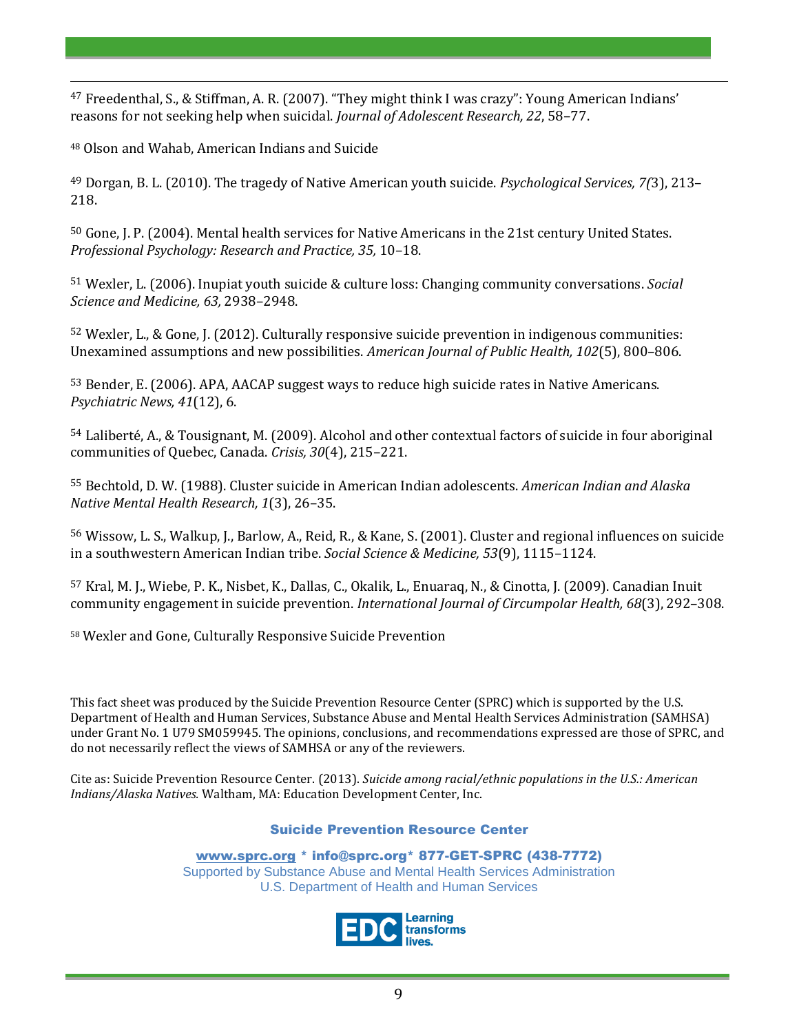[47] Freedenthal, S., & Stiffman, A. R. (2007). "They might think I was crazy": Young American Indians' reasons for not seeking help when suicidal. *Journal of Adolescent Research, 22*, 58–77.

[48] Olson and Wahab, American Indians and Suicide

[49] Dorgan, B. L. (2010). The tragedy of Native American youth suicide. *Psychological Services, 7(*3), 213–218.

[50] Gone, J. P. (2004). Mental health services for Native Americans in the 21st century United States. *Professional Psychology: Research and Practice, 35,* 10–18.

[51] Wexler, L. (2006). Inupiat youth suicide & culture loss: Changing community conversations. *Social Science and Medicine, 63,* 2938–2948.

[52] Wexler, L., & Gone, J. (2012). Culturally responsive suicide prevention in indigenous communities: Unexamined assumptions and new possibilities. *American Journal of Public Health, 102*(5), 800–806.

[53] Bender, E. (2006). APA, AACAP suggest ways to reduce high suicide rates in Native Americans. *Psychiatric News, 41*(12), 6.

[54] Laliberté, A., & Tousignant, M. (2009). Alcohol and other contextual factors of suicide in four aboriginal communities of Quebec, Canada. *Crisis, 30*(4), 215–221.

[55] Bechtold, D. W. (1988). Cluster suicide in American Indian adolescents. *American Indian and Alaska Native Mental Health Research, 1*(3), 26–35.

[56] Wissow, L. S., Walkup, J., Barlow, A., Reid, R., & Kane, S. (2001). Cluster and regional influences on suicide in a southwestern American Indian tribe. *Social Science & Medicine, 53*(9), 1115–1124.

[57] Kral, M. J., Wiebe, P. K., Nisbet, K., Dallas, C., Okalik, L., Enuaraq, N., & Cinotta, J. (2009). Canadian Inuit community engagement in suicide prevention. *International Journal of Circumpolar Health, 68*(3), 292–308.

[58] Wexler and Gone, Culturally Responsive Suicide Prevention

This fact sheet was produced by the Suicide Prevention Resource Center (SPRC) which is supported by the U.S. Department of Health and Human Services, Substance Abuse and Mental Health Services Administration (SAMHSA) under Grant No. 1 U79 SM059945. The opinions, conclusions, and recommendations expressed are those of SPRC, and do not necessarily reflect the views of SAMHSA or any of the reviewers.

Cite as: Suicide Prevention Resource Center. (2013). *Suicide among racial/ethnic populations in the U.S.: American Indians/Alaska Natives.* Waltham, MA: Education Development Center, Inc.

**Suicide Prevention Resource Center**

**www.sprc.org * info@sprc.org* 877-GET-SPRC (438-7772)**
Supported by Substance Abuse and Mental Health Services Administration
U.S. Department of Health and Human Services

EDC Learning transforms lives.